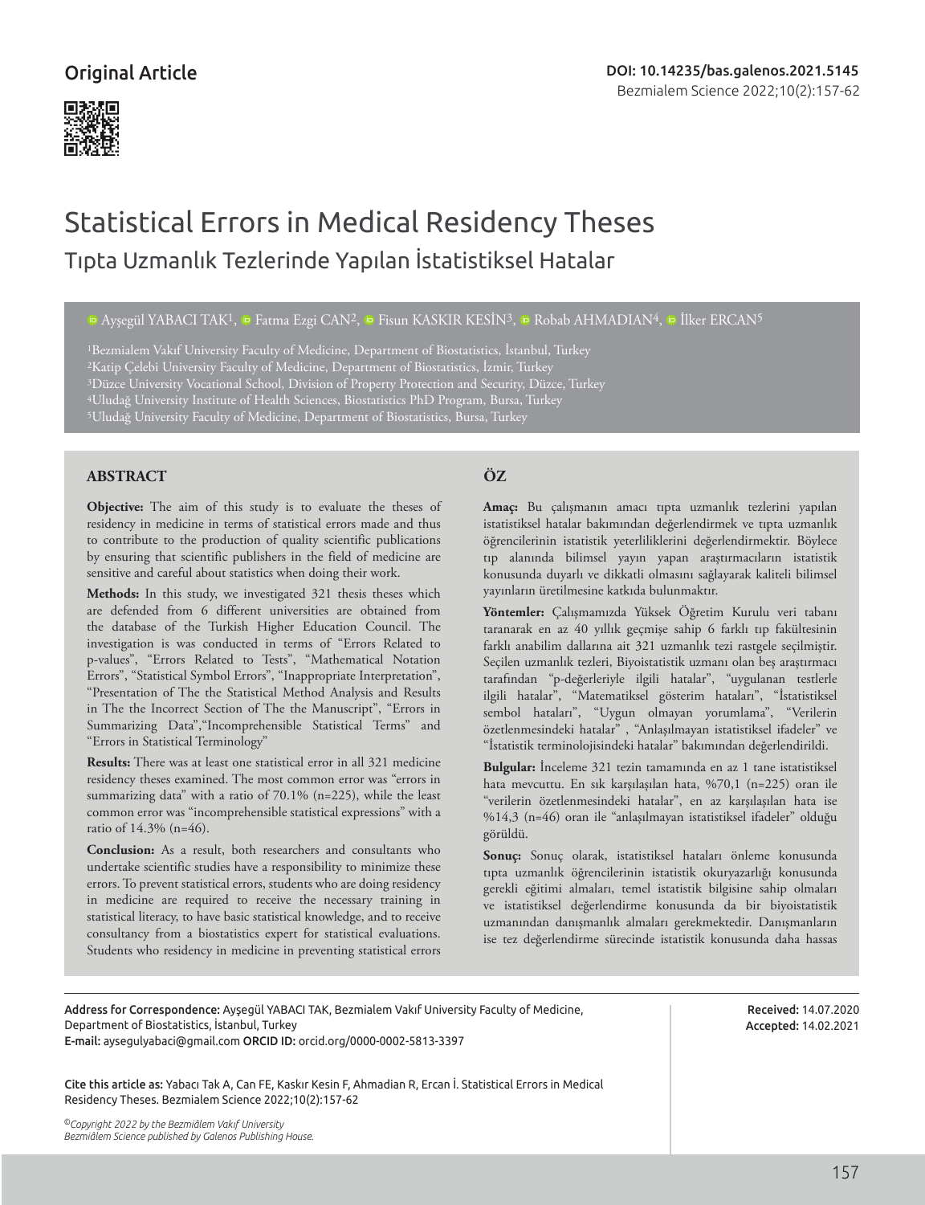Original Article

DOI: 10.14235/bas.galenos.2021.5145

# Statistical Errors in Medical Residency Theses

## Tıpta Uzmanlık Tezlerinde Yapılan İstatistiksel Hatalar

Ayşegül YABACI TAK[1], Fatma Ezgi CAN[2], Fisun KASKIR KESİN[3], Robab AHMADIAN[4], İlker ERCAN[5]

[1]Bezmialem Vakıf University Faculty of Medicine, Department of Biostatistics, İstanbul, Turkey
[2]Katip Çelebi University Faculty of Medicine, Department of Biostatistics, İzmir, Turkey
[3]Düzce University Vocational School, Division of Property Protection and Security, Düzce, Turkey
[4]Uludağ University Institute of Health Sciences, Biostatistics PhD Program, Bursa, Turkey
[5]Uludağ University Faculty of Medicine, Department of Biostatistics, Bursa, Turkey

### ABSTRACT

**Objective:** The aim of this study is to evaluate the theses of residency in medicine in terms of statistical errors made and thus to contribute to the production of quality scientific publications by ensuring that scientific publishers in the field of medicine are sensitive and careful about statistics when doing their work.

**Methods:** In this study, we investigated 321 thesis theses which are defended from 6 different universities are obtained from the database of the Turkish Higher Education Council. The investigation is was conducted in terms of "Errors Related to p-values", "Errors Related to Tests", "Mathematical Notation Errors", "Statistical Symbol Errors", "Inappropriate Interpretation", "Presentation of The the Statistical Method Analysis and Results in The the Incorrect Section of The the Manuscript", "Errors in Summarizing Data","Incomprehensible Statistical Terms" and "Errors in Statistical Terminology"

**Results:** There was at least one statistical error in all 321 medicine residency theses examined. The most common error was "errors in summarizing data" with a ratio of 70.1% (n=225), while the least common error was "incomprehensible statistical expressions" with a ratio of 14.3% (n=46).

**Conclusion:** As a result, both researchers and consultants who undertake scientific studies have a responsibility to minimize these errors. To prevent statistical errors, students who are doing residency in medicine are required to receive the necessary training in statistical literacy, to have basic statistical knowledge, and to receive consultancy from a biostatistics expert for statistical evaluations. Students who residency in medicine in preventing statistical errors

### ÖZ

**Amaç:** Bu çalışmanın amacı tıpta uzmanlık tezlerini yapılan istatistiksel hatalar bakımından değerlendirmek ve tıpta uzmanlık öğrencilerinin istatistik yeterliliklerini değerlendirmektir. Böylece tıp alanında bilimsel yayın yapan araştırmacıların istatistik konusunda duyarlı ve dikkatli olmasını sağlayarak kaliteli bilimsel yayınların üretilmesine katkıda bulunmaktır.

**Yöntemler:** Çalışmamızda Yüksek Öğretim Kurulu veri tabanı taranarak en az 40 yıllık geçmişe sahip 6 farklı tıp fakültesinin farklı anabilim dallarına ait 321 uzmanlık tezi rastgele seçilmiştir. Seçilen uzmanlık tezleri, Biyoistatistik uzmanı olan beş araştırmacı tarafından "p-değerleriyle ilgili hatalar", "uygulanan testlerle ilgili hatalar", "Matematiksel gösterim hataları", "İstatistiksel sembol hataları", "Uygun olmayan yorumlama", "Verilerin özetlenmesindeki hatalar" , "Anlaşılmayan istatistiksel ifadeler" ve "İstatistik terminolojisindeki hatalar" bakımından değerlendirildi.

**Bulgular:** İnceleme 321 tezin tamamında en az 1 tane istatistiksel hata mevcuttu. En sık karşılaşılan hata, %70,1 (n=225) oran ile "verilerin özetlenmesindeki hatalar", en az karşılaşılan hata ise %14,3 (n=46) oran ile "anlaşılmayan istatistiksel ifadeler" olduğu görüldü.

**Sonuç:** Sonuç olarak, istatistiksel hataları önleme konusunda tıpta uzmanlık öğrencilerinin istatistik okuryazarlığı konusunda gerekli eğitimi almaları, temel istatistik bilgisine sahip olmaları ve istatistiksel değerlendirme konusunda da bir biyoistatistik uzmanından danışmanlık almaları gerekmektedir. Danışmanların ise tez değerlendirme sürecinde istatistik konusunda daha hassas

Address for Correspondence: Ayşegül YABACI TAK, Bezmialem Vakıf University Faculty of Medicine, Department of Biostatistics, İstanbul, Turkey
E-mail: aysegulyabaci@gmail.com ORCID ID: orcid.org/0000-0002-5813-3397

Received: 14.07.2020
Accepted: 14.02.2021

Cite this article as: Yabacı Tak A, Can FE, Kaskır Kesin F, Ahmadian R, Ercan İ. Statistical Errors in Medical Residency Theses. Bezmialem Science 2022;10(2):157-62

*©Copyright 2022 by the Bezmiâlem Vakıf University*
*Bezmiâlem Science published by Galenos Publishing House.*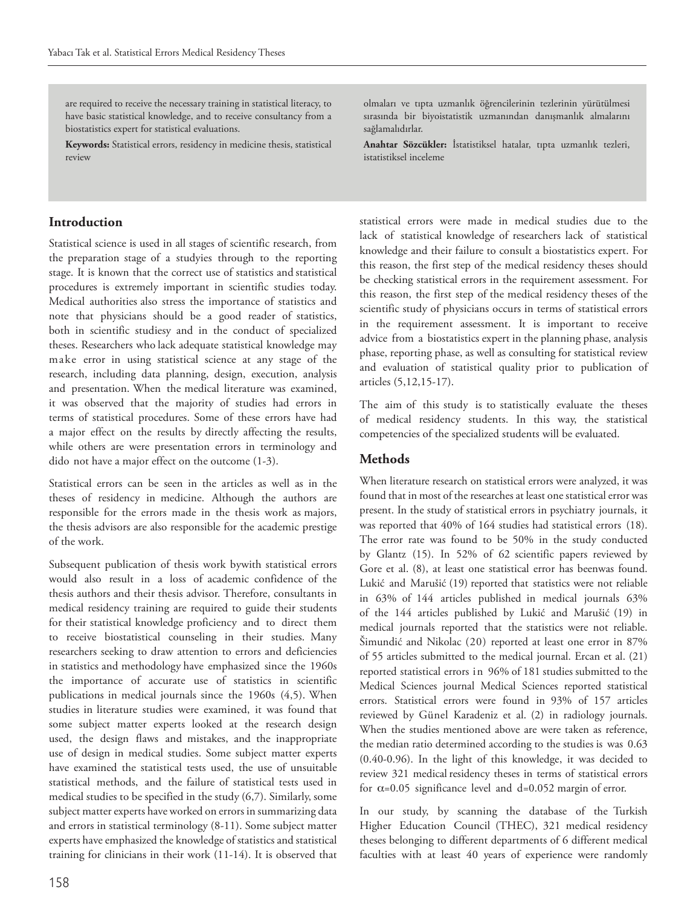are required to receive the necessary training in statistical literacy, to have basic statistical knowledge, and to receive consultancy from a biostatistics expert for statistical evaluations.

**Keywords:** Statistical errors, residency in medicine thesis, statistical review

olmaları ve tıpta uzmanlık öğrencilerinin tezlerinin yürütülmesi sırasında bir biyoistatistik uzmanından danışmanlık almalarını sağlamalıdırlar.

**Anahtar Sözcükler:** İstatistiksel hatalar, tıpta uzmanlık tezleri, istatistiksel inceleme

## Introduction

Statistical science is used in all stages of scientific research, from the preparation stage of a studyies through to the reporting stage. It is known that the correct use of statistics and statistical procedures is extremely important in scientific studies today. Medical authorities also stress the importance of statistics and note that physicians should be a good reader of statistics, both in scientific studiesy and in the conduct of specialized theses. Researchers who lack adequate statistical knowledge may make error in using statistical science at any stage of the research, including data planning, design, execution, analysis and presentation. When the medical literature was examined, it was observed that the majority of studies had errors in terms of statistical procedures. Some of these errors have had a major effect on the results by directly affecting the results, while others are were presentation errors in terminology and dido not have a major effect on the outcome (1-3).

Statistical errors can be seen in the articles as well as in the theses of residency in medicine. Although the authors are responsible for the errors made in the thesis work as majors, the thesis advisors are also responsible for the academic prestige of the work.

Subsequent publication of thesis work bywith statistical errors would also result in a loss of academic confidence of the thesis authors and their thesis advisor. Therefore, consultants in medical residency training are required to guide their students for their statistical knowledge proficiency and to direct them to receive biostatistical counseling in their studies. Many researchers seeking to draw attention to errors and deficiencies in statistics and methodology have emphasized since the 1960s the importance of accurate use of statistics in scientific publications in medical journals since the 1960s (4,5). When studies in literature studies were examined, it was found that some subject matter experts looked at the research design used, the design flaws and mistakes, and the inappropriate use of design in medical studies. Some subject matter experts have examined the statistical tests used, the use of unsuitable statistical methods, and the failure of statistical tests used in medical studies to be specified in the study (6,7). Similarly, some subject matter experts have worked on errors in summarizing data and errors in statistical terminology (8-11). Some subject matter experts have emphasized the knowledge of statistics and statistical training for clinicians in their work (11-14). It is observed that statistical errors were made in medical studies due to the lack of statistical knowledge of researchers lack of statistical knowledge and their failure to consult a biostatistics expert. For this reason, the first step of the medical residency theses should be checking statistical errors in the requirement assessment. For this reason, the first step of the medical residency theses of the scientific study of physicians occurs in terms of statistical errors in the requirement assessment. It is important to receive advice from a biostatistics expert in the planning phase, analysis phase, reporting phase, as well as consulting for statistical review and evaluation of statistical quality prior to publication of articles (5,12,15-17).

The aim of this study is to statistically evaluate the theses of medical residency students. In this way, the statistical competencies of the specialized students will be evaluated.

## Methods

When literature research on statistical errors were analyzed, it was found that in most of the researches at least one statistical error was present. In the study of statistical errors in psychiatry journals, it was reported that 40% of 164 studies had statistical errors (18). The error rate was found to be 50% in the study conducted by Glantz (15). In 52% of 62 scientific papers reviewed by Gore et al. (8), at least one statistical error has beenwas found. Lukić and Marušić (19) reported that statistics were not reliable in 63% of 144 articles published in medical journals 63% of the 144 articles published by Lukić and Marušić (19) in medical journals reported that the statistics were not reliable. Šimundić and Nikolac (20) reported at least one error in 87% of 55 articles submitted to the medical journal. Ercan et al. (21) reported statistical errors in 96% of 181 studies submitted to the Medical Sciences journal Medical Sciences reported statistical errors. Statistical errors were found in 93% of 157 articles reviewed by Günel Karadeniz et al. (2) in radiology journals. When the studies mentioned above are were taken as reference, the median ratio determined according to the studies is was 0.63 (0.40-0.96). In the light of this knowledge, it was decided to review 321 medical residency theses in terms of statistical errors for $\alpha=0.05$ significance level and $d=0.052$ margin of error.

In our study, by scanning the database of the Turkish Higher Education Council (THEC), 321 medical residency theses belonging to different departments of 6 different medical faculties with at least 40 years of experience were randomly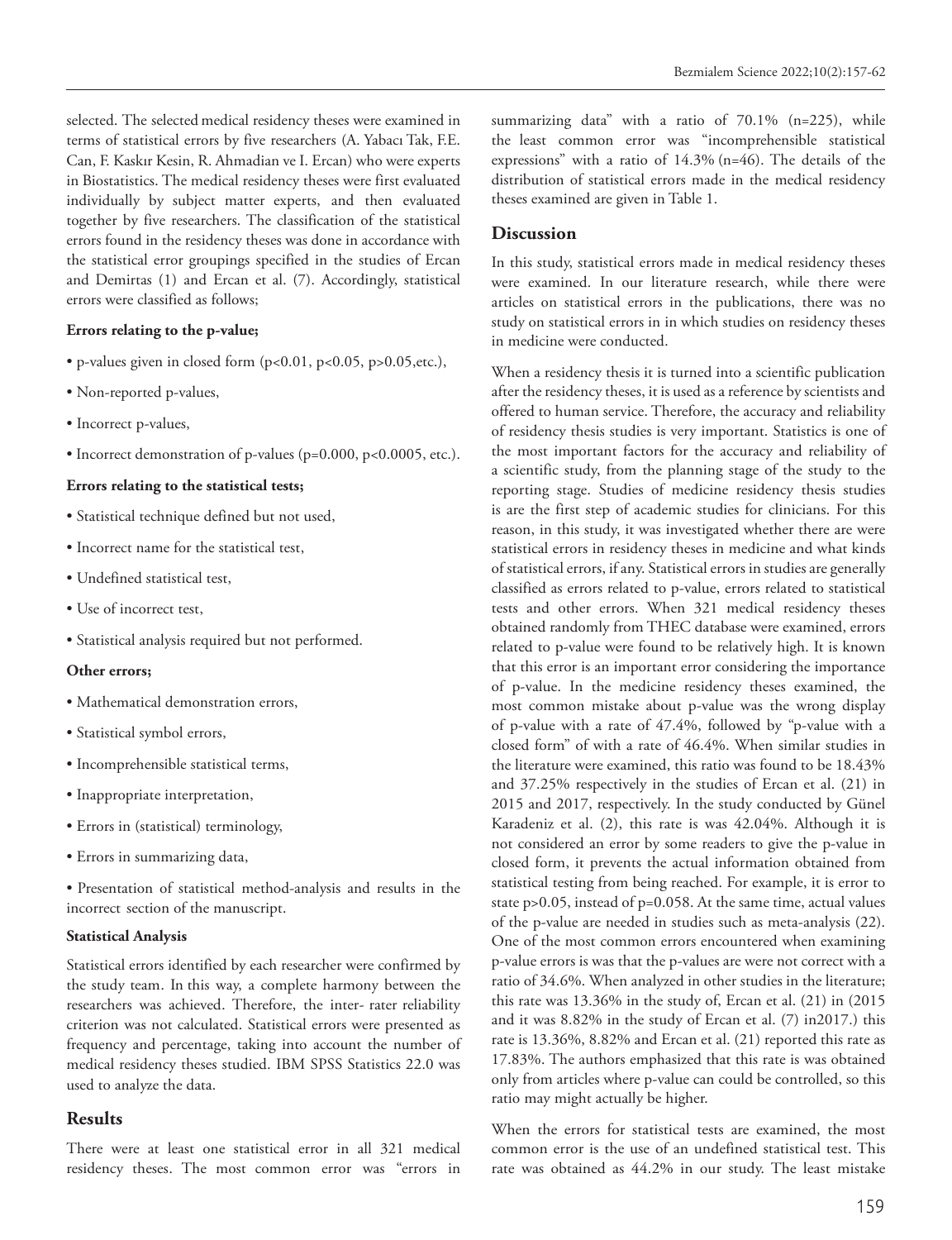selected. The selected medical residency theses were examined in terms of statistical errors by five researchers (A. Yabacı Tak, F.E. Can, F. Kaskır Kesin, R. Ahmadian ve I. Ercan) who were experts in Biostatistics. The medical residency theses were first evaluated individually by subject matter experts, and then evaluated together by five researchers. The classification of the statistical errors found in the residency theses was done in accordance with the statistical error groupings specified in the studies of Ercan and Demirtas (1) and Ercan et al. (7). Accordingly, statistical errors were classified as follows;

**Errors relating to the p-value;**

- p-values given in closed form (p<0.01, p<0.05, p>0.05,etc.),
- Non-reported p-values,
- Incorrect p-values,
- Incorrect demonstration of p-values (p=0.000, p<0.0005, etc.).

**Errors relating to the statistical tests;**

- Statistical technique defined but not used,
- Incorrect name for the statistical test,
- Undefined statistical test,
- Use of incorrect test,
- Statistical analysis required but not performed.

**Other errors;**

- Mathematical demonstration errors,
- Statistical symbol errors,
- Incomprehensible statistical terms,
- Inappropriate interpretation,
- Errors in (statistical) terminology,
- Errors in summarizing data,
- Presentation of statistical method-analysis and results in the incorrect section of the manuscript.

**Statistical Analysis**

Statistical errors identified by each researcher were confirmed by the study team. In this way, a complete harmony between the researchers was achieved. Therefore, the inter- rater reliability criterion was not calculated. Statistical errors were presented as frequency and percentage, taking into account the number of medical residency theses studied. IBM SPSS Statistics 22.0 was used to analyze the data.

## Results

There were at least one statistical error in all 321 medical residency theses. The most common error was "errors in summarizing data" with a ratio of 70.1% (n=225), while the least common error was "incomprehensible statistical expressions" with a ratio of 14.3% (n=46). The details of the distribution of statistical errors made in the medical residency theses examined are given in Table 1.

## Discussion

In this study, statistical errors made in medical residency theses were examined. In our literature research, while there were articles on statistical errors in the publications, there was no study on statistical errors in in which studies on residency theses in medicine were conducted.

When a residency thesis it is turned into a scientific publication after the residency theses, it is used as a reference by scientists and offered to human service. Therefore, the accuracy and reliability of residency thesis studies is very important. Statistics is one of the most important factors for the accuracy and reliability of a scientific study, from the planning stage of the study to the reporting stage. Studies of medicine residency thesis studies is are the first step of academic studies for clinicians. For this reason, in this study, it was investigated whether there are were statistical errors in residency theses in medicine and what kinds of statistical errors, if any. Statistical errors in studies are generally classified as errors related to p-value, errors related to statistical tests and other errors. When 321 medical residency theses obtained randomly from THEC database were examined, errors related to p-value were found to be relatively high. It is known that this error is an important error considering the importance of p-value. In the medicine residency theses examined, the most common mistake about p-value was the wrong display of p-value with a rate of 47.4%, followed by "p-value with a closed form" of with a rate of 46.4%. When similar studies in the literature were examined, this ratio was found to be 18.43% and 37.25% respectively in the studies of Ercan et al. (21) in 2015 and 2017, respectively. In the study conducted by Günel Karadeniz et al. (2), this rate is was 42.04%. Although it is not considered an error by some readers to give the p-value in closed form, it prevents the actual information obtained from statistical testing from being reached. For example, it is error to state p>0.05, instead of p=0.058. At the same time, actual values of the p-value are needed in studies such as meta-analysis (22). One of the most common errors encountered when examining p-value errors is was that the p-values are were not correct with a ratio of 34.6%. When analyzed in other studies in the literature; this rate was 13.36% in the study of, Ercan et al. (21) in (2015 and it was 8.82% in the study of Ercan et al. (7) in2017.) this rate is 13.36%, 8.82% and Ercan et al. (21) reported this rate as 17.83%. The authors emphasized that this rate is was obtained only from articles where p-value can could be controlled, so this ratio may might actually be higher.

When the errors for statistical tests are examined, the most common error is the use of an undefined statistical test. This rate was obtained as 44.2% in our study. The least mistake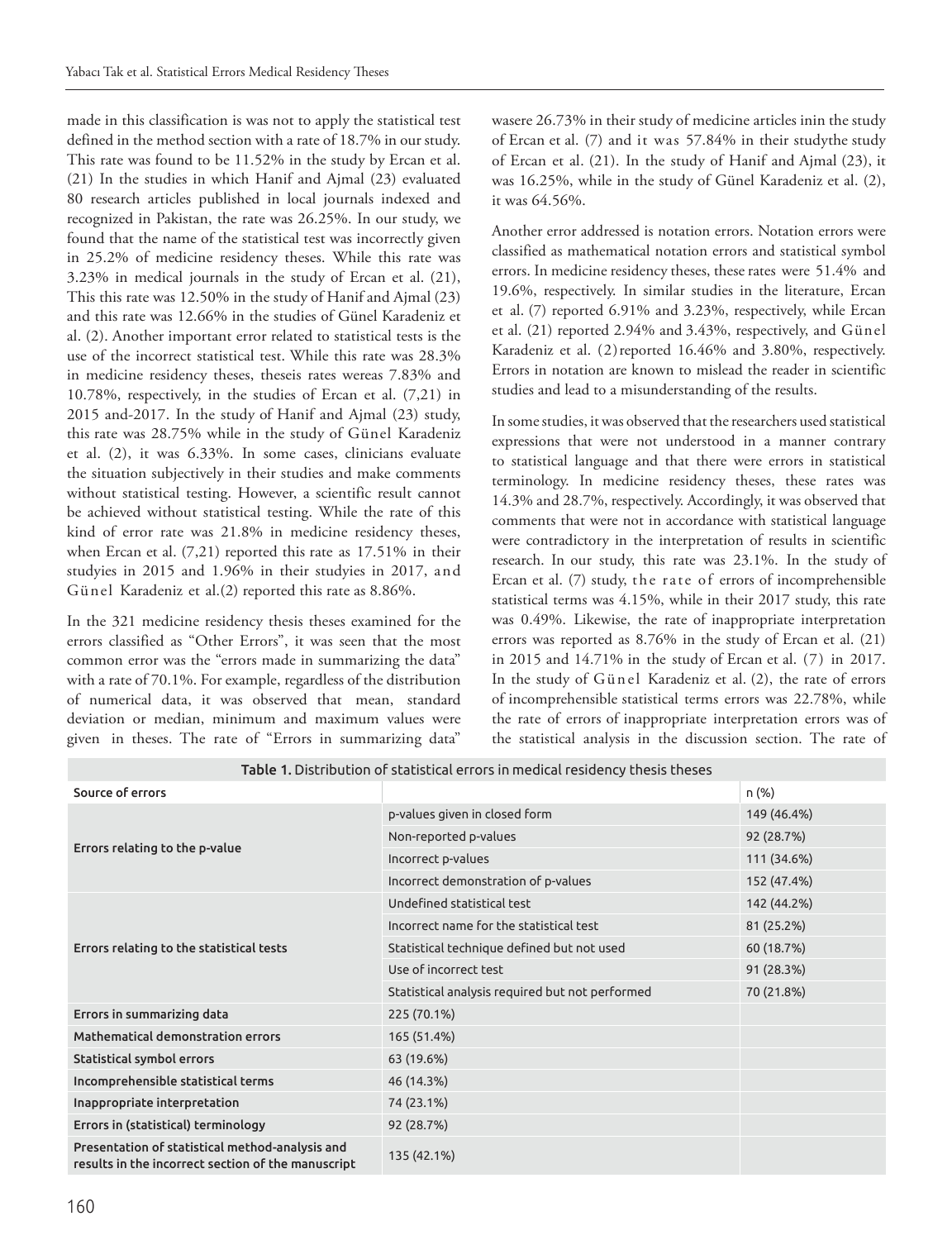made in this classification is was not to apply the statistical test defined in the method section with a rate of 18.7% in our study. This rate was found to be 11.52% in the study by Ercan et al. (21) In the studies in which Hanif and Ajmal (23) evaluated 80 research articles published in local journals indexed and recognized in Pakistan, the rate was 26.25%. In our study, we found that the name of the statistical test was incorrectly given in 25.2% of medicine residency theses. While this rate was 3.23% in medical journals in the study of Ercan et al. (21), This this rate was 12.50% in the study of Hanif and Ajmal (23) and this rate was 12.66% in the studies of Günel Karadeniz et al. (2). Another important error related to statistical tests is the use of the incorrect statistical test. While this rate was 28.3% in medicine residency theses, theseis rates wereas 7.83% and 10.78%, respectively, in the studies of Ercan et al. (7,21) in 2015 and-2017. In the study of Hanif and Ajmal (23) study, this rate was 28.75% while in the study of Günel Karadeniz et al. (2), it was 6.33%. In some cases, clinicians evaluate the situation subjectively in their studies and make comments without statistical testing. However, a scientific result cannot be achieved without statistical testing. While the rate of this kind of error rate was 21.8% in medicine residency theses, when Ercan et al. (7,21) reported this rate as 17.51% in their studyies in 2015 and 1.96% in their studyies in 2017, and Günel Karadeniz et al.(2) reported this rate as 8.86%.

In the 321 medicine residency thesis theses examined for the errors classified as "Other Errors", it was seen that the most common error was the "errors made in summarizing the data" with a rate of 70.1%. For example, regardless of the distribution of numerical data, it was observed that mean, standard deviation or median, minimum and maximum values were given in theses. The rate of "Errors in summarizing data" wasere 26.73% in their study of medicine articles inin the study of Ercan et al. (7) and it was 57.84% in their studythe study of Ercan et al. (21). In the study of Hanif and Ajmal (23), it was 16.25%, while in the study of Günel Karadeniz et al. (2), it was 64.56%.

Another error addressed is notation errors. Notation errors were classified as mathematical notation errors and statistical symbol errors. In medicine residency theses, these rates were 51.4% and 19.6%, respectively. In similar studies in the literature, Ercan et al. (7) reported 6.91% and 3.23%, respectively, while Ercan et al. (21) reported 2.94% and 3.43%, respectively, and Günel Karadeniz et al. (2) reported 16.46% and 3.80%, respectively. Errors in notation are known to mislead the reader in scientific studies and lead to a misunderstanding of the results.

In some studies, it was observed that the researchers used statistical expressions that were not understood in a manner contrary to statistical language and that there were errors in statistical terminology. In medicine residency theses, these rates was 14.3% and 28.7%, respectively. Accordingly, it was observed that comments that were not in accordance with statistical language were contradictory in the interpretation of results in scientific research. In our study, this rate was 23.1%. In the study of Ercan et al. (7) study, the rate of errors of incomprehensible statistical terms was 4.15%, while in their 2017 study, this rate was 0.49%. Likewise, the rate of inappropriate interpretation errors was reported as 8.76% in the study of Ercan et al. (21) in 2015 and 14.71% in the study of Ercan et al. (7) in 2017. In the study of Günel Karadeniz et al. (2), the rate of errors of incomprehensible statistical terms errors was 22.78%, while the rate of errors of inappropriate interpretation errors was of the statistical analysis in the discussion section. The rate of

**Table 1.** Distribution of statistical errors in medical residency thesis theses

| Source of errors | | n (%) |
|---|---|---|
| Errors relating to the p-value | p-values given in closed form | 149 (46.4%) |
| | Non-reported p-values | 92 (28.7%) |
| | Incorrect p-values | 111 (34.6%) |
| | Incorrect demonstration of p-values | 152 (47.4%) |
| Errors relating to the statistical tests | Undefined statistical test | 142 (44.2%) |
| | Incorrect name for the statistical test | 81 (25.2%) |
| | Statistical technique defined but not used | 60 (18.7%) |
| | Use of incorrect test | 91 (28.3%) |
| | Statistical analysis required but not performed | 70 (21.8%) |
| Errors in summarizing data | 225 (70.1%) | |
| Mathematical demonstration errors | 165 (51.4%) | |
| Statistical symbol errors | 63 (19.6%) | |
| Incomprehensible statistical terms | 46 (14.3%) | |
| Inappropriate interpretation | 74 (23.1%) | |
| Errors in (statistical) terminology | 92 (28.7%) | |
| Presentation of statistical method-analysis and results in the incorrect section of the manuscript | 135 (42.1%) | |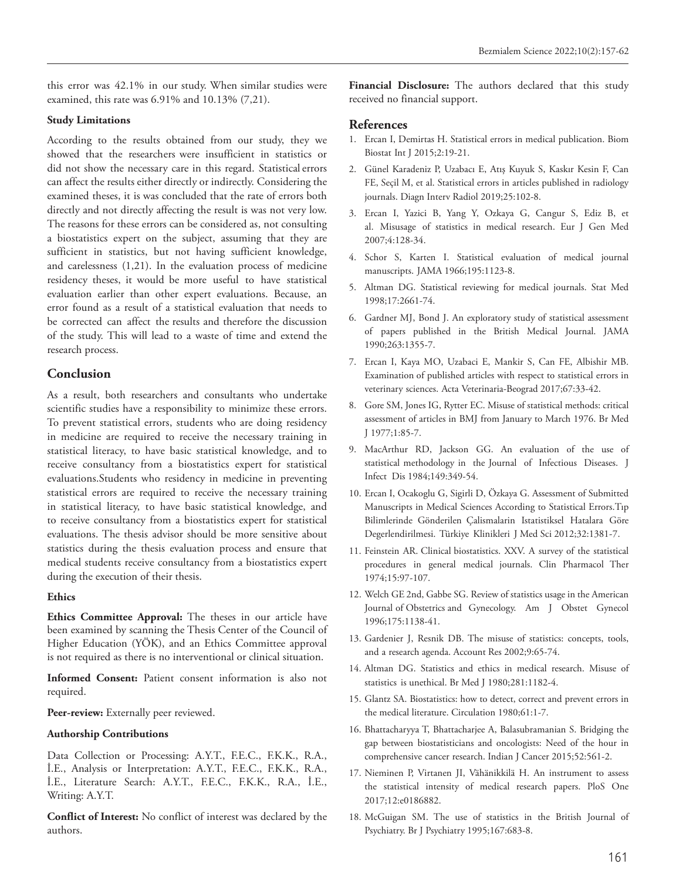this error was 42.1% in our study. When similar studies were examined, this rate was 6.91% and 10.13% (7,21).

### Study Limitations

According to the results obtained from our study, they we showed that the researchers were insufficient in statistics or did not show the necessary care in this regard. Statistical errors can affect the results either directly or indirectly. Considering the examined theses, it is was concluded that the rate of errors both directly and not directly affecting the result is was not very low. The reasons for these errors can be considered as, not consulting a biostatistics expert on the subject, assuming that they are sufficient in statistics, but not having sufficient knowledge, and carelessness (1,21). In the evaluation process of medicine residency theses, it would be more useful to have statistical evaluation earlier than other expert evaluations. Because, an error found as a result of a statistical evaluation that needs to be corrected can affect the results and therefore the discussion of the study. This will lead to a waste of time and extend the research process.

## Conclusion

As a result, both researchers and consultants who undertake scientific studies have a responsibility to minimize these errors. To prevent statistical errors, students who are doing residency in medicine are required to receive the necessary training in statistical literacy, to have basic statistical knowledge, and to receive consultancy from a biostatistics expert for statistical evaluations.Students who residency in medicine in preventing statistical errors are required to receive the necessary training in statistical literacy, to have basic statistical knowledge, and to receive consultancy from a biostatistics expert for statistical evaluations. The thesis advisor should be more sensitive about statistics during the thesis evaluation process and ensure that medical students receive consultancy from a biostatistics expert during the execution of their thesis.

### Ethics

**Ethics Committee Approval:** The theses in our article have been examined by scanning the Thesis Center of the Council of Higher Education (YÖK), and an Ethics Committee approval is not required as there is no interventional or clinical situation.

**Informed Consent:** Patient consent information is also not required.

**Peer-review:** Externally peer reviewed.

### Authorship Contributions

Data Collection or Processing: A.Y.T., F.E.C., F.K.K., R.A., İ.E., Analysis or Interpretation: A.Y.T., F.E.C., F.K.K., R.A., İ.E., Literature Search: A.Y.T., F.E.C., F.K.K., R.A., İ.E., Writing: A.Y.T.

**Conflict of Interest:** No conflict of interest was declared by the authors.

**Financial Disclosure:** The authors declared that this study received no financial support.

## References

1. Ercan I, Demirtas H. Statistical errors in medical publication. Biom Biostat Int J 2015;2:19-21.
2. Günel Karadeniz P, Uzabacı E, Atış Kuyuk S, Kaskır Kesin F, Can FE, Seçil M, et al. Statistical errors in articles published in radiology journals. Diagn Interv Radiol 2019;25:102-8.
3. Ercan I, Yazici B, Yang Y, Ozkaya G, Cangur S, Ediz B, et al. Misusage of statistics in medical research. Eur J Gen Med 2007;4:128-34.
4. Schor S, Karten I. Statistical evaluation of medical journal manuscripts. JAMA 1966;195:1123-8.
5. Altman DG. Statistical reviewing for medical journals. Stat Med 1998;17:2661-74.
6. Gardner MJ, Bond J. An exploratory study of statistical assessment of papers published in the British Medical Journal. JAMA 1990;263:1355-7.
7. Ercan I, Kaya MO, Uzabaci E, Mankir S, Can FE, Albishir MB. Examination of published articles with respect to statistical errors in veterinary sciences. Acta Veterinaria-Beograd 2017;67:33-42.
8. Gore SM, Jones IG, Rytter EC. Misuse of statistical methods: critical assessment of articles in BMJ from January to March 1976. Br Med J 1977;1:85-7.
9. MacArthur RD, Jackson GG. An evaluation of the use of statistical methodology in the Journal of Infectious Diseases. J Infect Dis 1984;149:349-54.
10. Ercan I, Ocakoglu G, Sigirli D, Özkaya G. Assessment of Submitted Manuscripts in Medical Sciences According to Statistical Errors.Tıp Bilimlerinde Gönderilen Çalismalarin Istatistiksel Hatalara Göre Degerlendirilmesi. Türkiye Klinikleri J Med Sci 2012;32:1381-7.
11. Feinstein AR. Clinical biostatistics. XXV. A survey of the statistical procedures in general medical journals. Clin Pharmacol Ther 1974;15:97-107.
12. Welch GE 2nd, Gabbe SG. Review of statistics usage in the American Journal of Obstetrics and Gynecology. Am J Obstet Gynecol 1996;175:1138-41.
13. Gardenier J, Resnik DB. The misuse of statistics: concepts, tools, and a research agenda. Account Res 2002;9:65-74.
14. Altman DG. Statistics and ethics in medical research. Misuse of statistics is unethical. Br Med J 1980;281:1182-4.
15. Glantz SA. Biostatistics: how to detect, correct and prevent errors in the medical literature. Circulation 1980;61:1-7.
16. Bhattacharyya T, Bhattacharjee A, Balasubramanian S. Bridging the gap between biostatisticians and oncologists: Need of the hour in comprehensive cancer research. Indian J Cancer 2015;52:561-2.
17. Nieminen P, Virtanen JI, Vähänikkilä H. An instrument to assess the statistical intensity of medical research papers. PloS One 2017;12:e0186882.
18. McGuigan SM. The use of statistics in the British Journal of Psychiatry. Br J Psychiatry 1995;167:683-8.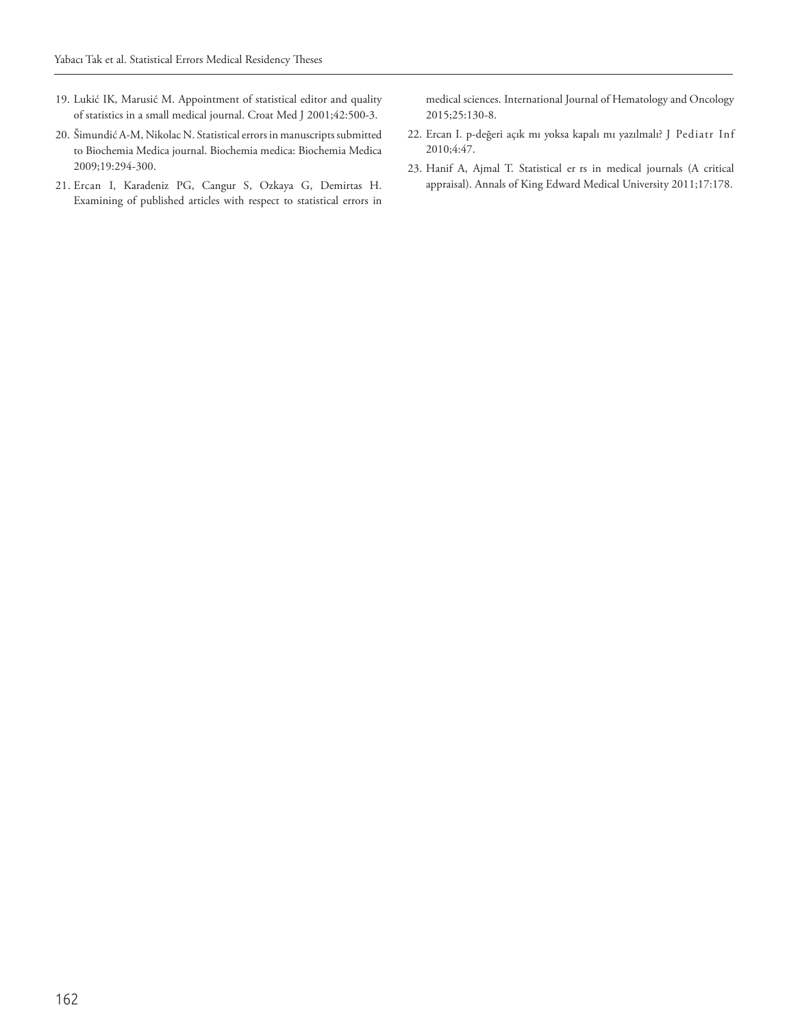19. Lukić IK, Marusić M. Appointment of statistical editor and quality of statistics in a small medical journal. Croat Med J 2001;42:500-3.
20. Šimundić A-M, Nikolac N. Statistical errors in manuscripts submitted to Biochemia Medica journal. Biochemia medica: Biochemia Medica 2009;19:294-300.
21. Ercan I, Karadeniz PG, Cangur S, Ozkaya G, Demirtas H. Examining of published articles with respect to statistical errors in medical sciences. International Journal of Hematology and Oncology 2015;25:130-8.
22. Ercan I. p-değeri açık mı yoksa kapalı mı yazılmalı? J Pediatr Inf 2010;4:47.
23. Hanif A, Ajmal T. Statistical er rs in medical journals (A critical appraisal). Annals of King Edward Medical University 2011;17:178.